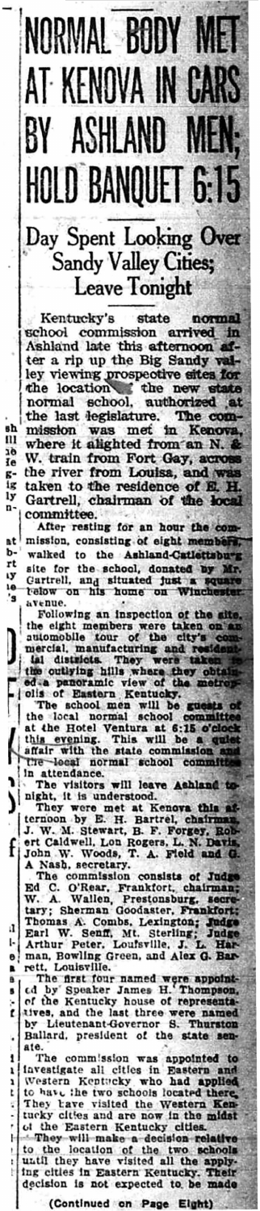# NORMAL BODY MET AT KENOVA IN CARS BY ASHLAND MEN; HOLD BANQUET 6:15

## Day Spent Looking Over Sandy Valley Cities; Leave Tonight

Kentucky's state normal school commission arrived in Ashland late this afternoon after a rip up the Big Sandy valley viewing prospective sites for the location of the new state normal school, authorized at the last legislature. The commission was met in Kenova, where it alighted from an N. & W. train from Fort Gay, across the river from Louisa, and was taken to the residence of E. H. Gartrell, chairman of the local committee.

After resting for an hour the commission, consisting of eight members, walked to the Ashland-Catlettsburg site for the school, donated by Mr. Gartrell, and situated just a square below on his home on Winchester avenue.

Following an inspection of the site, the eight members were taken on an automobile tour of the city's commercial, manufacturing and residential districts. They were taken to the outlying hills where they obtained a panoramic view of the metropolis of Eastern Kentucky.

The school men will be guests of the local normal school committee at the Hotel Ventura at 6:15 o'clock this evening. This will be a quiet affair with the state commission and the local normal school committee in attendance.

The visitors will leave Ashland tonight, it is understood.

They were met at Kenova this afternoon by E. H. Bartrel, chairman, J. W. M. Stewart, B. F. Forgey, Robert Caldwell, Lon Rogers, L. N. Davis, John W. Woods, T. A. Field and G. A Nash, secretary.

The commission consists of Judge Ed C. O'Rear, Frankfort, chairman; W. A. Wallen, Prestonsburg, secretary; Sherman Goodaster, Frankfort; Thomas A. Combs, Lexington; Judge Earl W. Senff, Mt. Sterling; Judge Arthur Peter, Louisville, J. L. Harman, Bowling Green, and Alex G. Barrett, Louisville.

The first four named were appointed by Speaker James H. Thompson, of the Kentucky house of representatives, and the last three were named by Lieutenant-Governor S. Thurston Ballard, president of the state senate.

The commission was appointed to investigate all cities in Eastern and Western Kentucky who had applied to have the two schools located there. They have visited the Western Kentucky cities and are now in the midst of the Eastern Kentucky cities.

They will make a decision relative to the location of the two schools until they have visited all the applying cities in Eastern Kentucky. Their decision is not expected to be made

(Continued on Page Eight)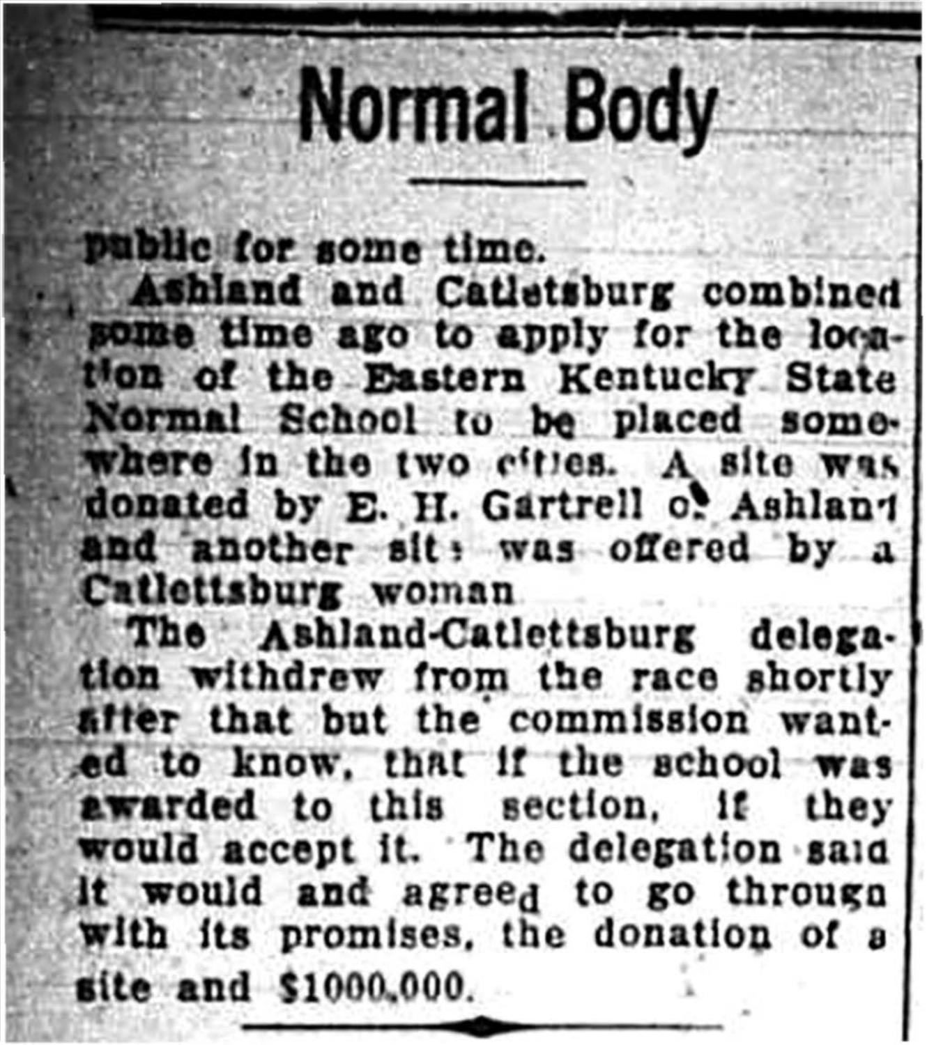# Normal Body

public for some time.

Ashland and Catletsburg combined some time ago to apply for the location of the Eastern Kentucky State Normal School to be placed somewhere in the two cities. A site was donated by E. H. Gartrell of Ashland and another site was offered by a Catlettsburg woman

The Ashland-Catlettsburg delegation withdrew from the race shortly after that but the commission wanted to know, that if the school was awarded to this section, if they would accept it. The delegation said it would and agreed to go through with its promises, the donation of a site and $1000,000.